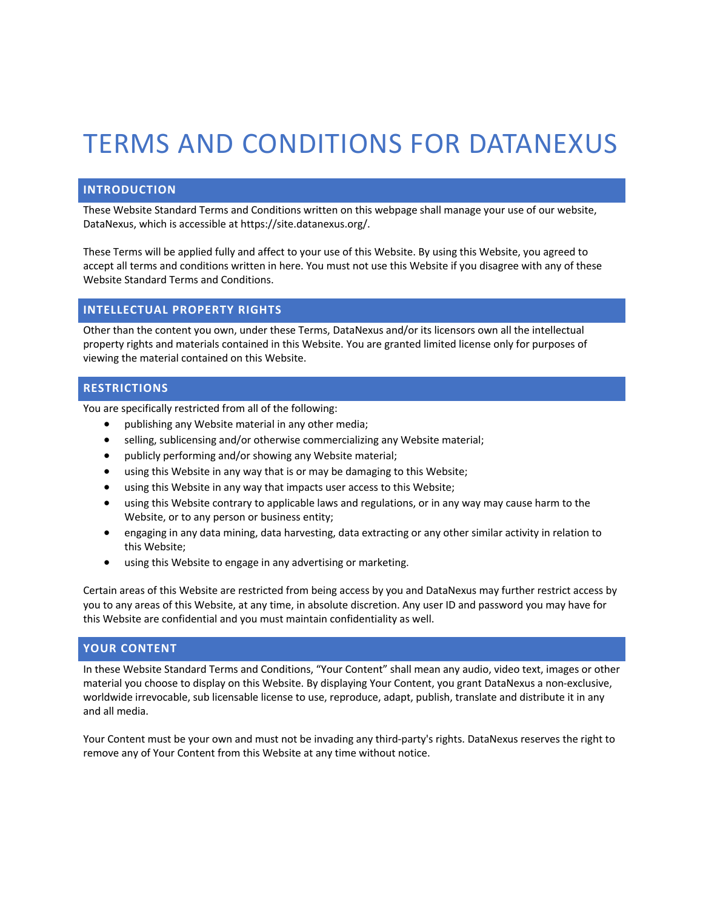# TERMS AND CONDITIONS FOR DATANEXUS

## INTRODUCTION

These Website Standard Terms and Conditions written on this webpage shall manage your use of our website, DataNexus, which is accessible at https://site.datanexus.org/.

These Terms will be applied fully and affect to your use of this Website. By using this Website, you agreed to accept all terms and conditions written in here. You must not use this Website if you disagree with any of these Website Standard Terms and Conditions.

## INTELLECTUAL PROPERTY RIGHTS

Other than the content you own, under these Terms, DataNexus and/or its licensors own all the intellectual property rights and materials contained in this Website. You are granted limited license only for purposes of viewing the material contained on this Website.

## RESTRICTIONS

You are specifically restricted from all of the following:

- publishing any Website material in any other media;
- selling, sublicensing and/or otherwise commercializing any Website material;
- publicly performing and/or showing any Website material;
- using this Website in any way that is or may be damaging to this Website;
- using this Website in any way that impacts user access to this Website;
- using this Website contrary to applicable laws and regulations, or in any way may cause harm to the Website, or to any person or business entity;
- engaging in any data mining, data harvesting, data extracting or any other similar activity in relation to this Website;
- using this Website to engage in any advertising or marketing.

Certain areas of this Website are restricted from being access by you and DataNexus may further restrict access by you to any areas of this Website, at any time, in absolute discretion. Any user ID and password you may have for this Website are confidential and you must maintain confidentiality as well.

## YOUR CONTENT

In these Website Standard Terms and Conditions, "Your Content" shall mean any audio, video text, images or other material you choose to display on this Website. By displaying Your Content, you grant DataNexus a non-exclusive, worldwide irrevocable, sub licensable license to use, reproduce, adapt, publish, translate and distribute it in any and all media.

Your Content must be your own and must not be invading any third-party's rights. DataNexus reserves the right to remove any of Your Content from this Website at any time without notice.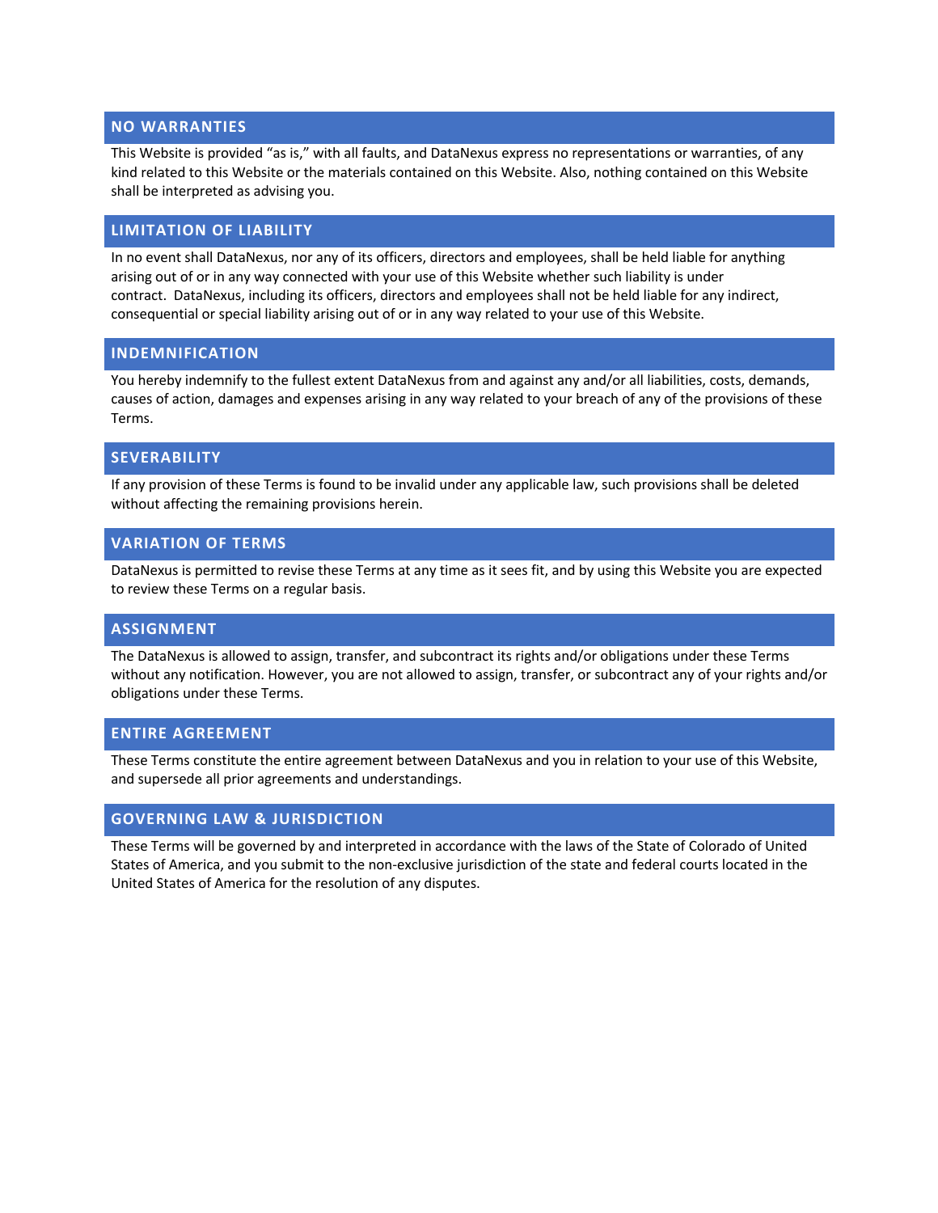## NO WARRANTIES

This Website is provided "as is," with all faults, and DataNexus express no representations or warranties, of any kind related to this Website or the materials contained on this Website. Also, nothing contained on this Website shall be interpreted as advising you.

## LIMITATION OF LIABILITY

In no event shall DataNexus, nor any of its officers, directors and employees, shall be held liable for anything arising out of or in any way connected with your use of this Website whether such liability is under contract. DataNexus, including its officers, directors and employees shall not be held liable for any indirect, consequential or special liability arising out of or in any way related to your use of this Website.

## INDEMNIFICATION

You hereby indemnify to the fullest extent DataNexus from and against any and/or all liabilities, costs, demands, causes of action, damages and expenses arising in any way related to your breach of any of the provisions of these Terms.

## SEVERABILITY

If any provision of these Terms is found to be invalid under any applicable law, such provisions shall be deleted without affecting the remaining provisions herein.

## VARIATION OF TERMS

DataNexus is permitted to revise these Terms at any time as it sees fit, and by using this Website you are expected to review these Terms on a regular basis.

## ASSIGNMENT

The DataNexus is allowed to assign, transfer, and subcontract its rights and/or obligations under these Terms without any notification. However, you are not allowed to assign, transfer, or subcontract any of your rights and/or obligations under these Terms.

## ENTIRE AGREEMENT

These Terms constitute the entire agreement between DataNexus and you in relation to your use of this Website, and supersede all prior agreements and understandings.

## GOVERNING LAW & JURISDICTION

These Terms will be governed by and interpreted in accordance with the laws of the State of Colorado of United States of America, and you submit to the non-exclusive jurisdiction of the state and federal courts located in the United States of America for the resolution of any disputes.